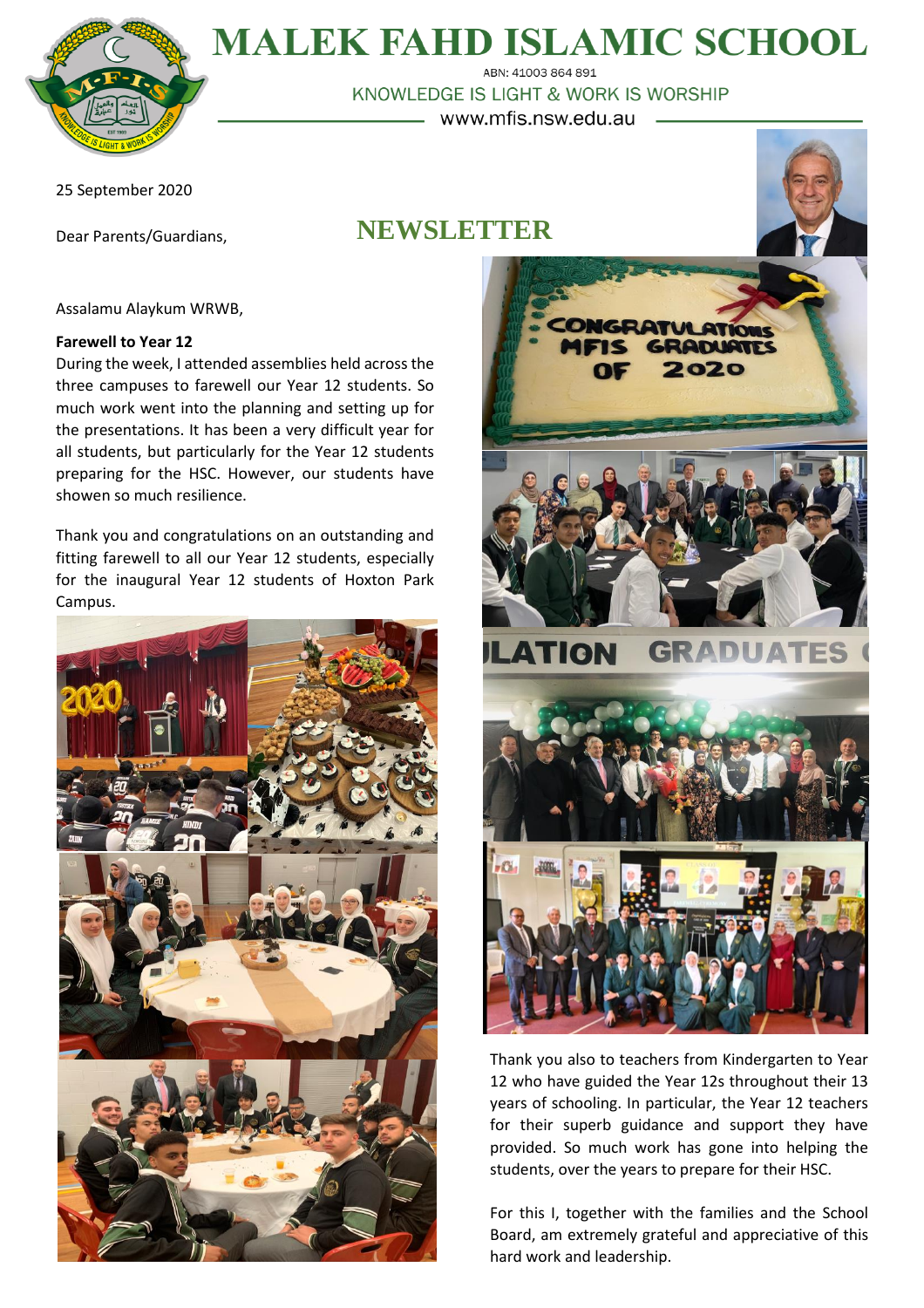# MALEK FAHD ISLAMIC SCHOOL

ABN: 41003 864 891

KNOWLEDGE IS LIGHT & WORK IS WORSHIP

www.mfis.nsw.edu.au

25 September 2020

Dear Parents/Guardians,

## NEWSLETTER

Assalamu Alaykum WRWB,

**Farewell to Year 12**

During the week, I attended assemblies held across the three campuses to farewell our Year 12 students. So much work went into the planning and setting up for the presentations. It has been a very difficult year for all students, but particularly for the Year 12 students preparing for the HSC. However, our students have shown so much resilience.

Thank you and congratulations on an outstanding and fitting farewell to all our Year 12 students, especially for the inaugural Year 12 students of Hoxton Park Campus.

Thank you also to teachers from Kindergarten to Year 12 who have guided the Year 12s throughout their 13 years of schooling. In particular, the Year 12 teachers for their superb guidance and support they have provided. So much work has gone into helping the students, over the years to prepare for their HSC.

For this I, together with the families and the School Board, am extremely grateful and appreciative of this hard work and leadership.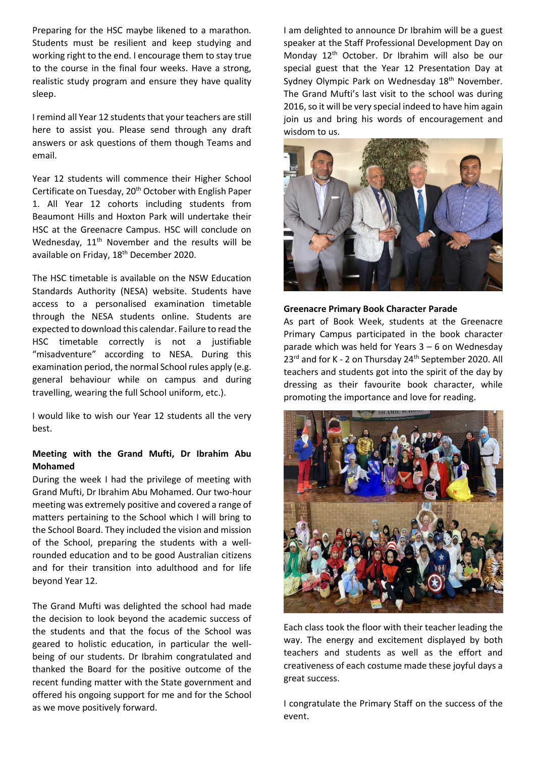Preparing for the HSC maybe likened to a marathon. Students must be resilient and keep studying and working right to the end. I encourage them to stay true to the course in the final four weeks. Have a strong, realistic study program and ensure they have quality sleep.

I remind all Year 12 students that your teachers are still here to assist you. Please send through any draft answers or ask questions of them though Teams and email.

Year 12 students will commence their Higher School Certificate on Tuesday, 20th October with English Paper 1. All Year 12 cohorts including students from Beaumont Hills and Hoxton Park will undertake their HSC at the Greenacre Campus. HSC will conclude on Wednesday, 11th November and the results will be available on Friday, 18th December 2020.

The HSC timetable is available on the NSW Education Standards Authority (NESA) website. Students have access to a personalised examination timetable through the NESA students online. Students are expected to download this calendar. Failure to read the HSC timetable correctly is not a justifiable "misadventure" according to NESA. During this examination period, the normal School rules apply (e.g. general behaviour while on campus and during travelling, wearing the full School uniform, etc.).

I would like to wish our Year 12 students all the very best.

**Meeting with the Grand Mufti, Dr Ibrahim Abu Mohamed**

During the week I had the privilege of meeting with Grand Mufti, Dr Ibrahim Abu Mohamed. Our two-hour meeting was extremely positive and covered a range of matters pertaining to the School which I will bring to the School Board. They included the vision and mission of the School, preparing the students with a well-rounded education and to be good Australian citizens and for their transition into adulthood and for life beyond Year 12.

The Grand Mufti was delighted the school had made the decision to look beyond the academic success of the students and that the focus of the School was geared to holistic education, in particular the well-being of our students. Dr Ibrahim congratulated and thanked the Board for the positive outcome of the recent funding matter with the State government and offered his ongoing support for me and for the School as we move positively forward.

I am delighted to announce Dr Ibrahim will be a guest speaker at the Staff Professional Development Day on Monday 12th October. Dr Ibrahim will also be our special guest that the Year 12 Presentation Day at Sydney Olympic Park on Wednesday 18th November. The Grand Mufti's last visit to the school was during 2016, so it will be very special indeed to have him again join us and bring his words of encouragement and wisdom to us.

**Greenacre Primary Book Character Parade**

As part of Book Week, students at the Greenacre Primary Campus participated in the book character parade which was held for Years 3 – 6 on Wednesday 23rd and for K - 2 on Thursday 24th September 2020. All teachers and students got into the spirit of the day by dressing as their favourite book character, while promoting the importance and love for reading.

Each class took the floor with their teacher leading the way. The energy and excitement displayed by both teachers and students as well as the effort and creativeness of each costume made these joyful days a great success.

I congratulate the Primary Staff on the success of the event.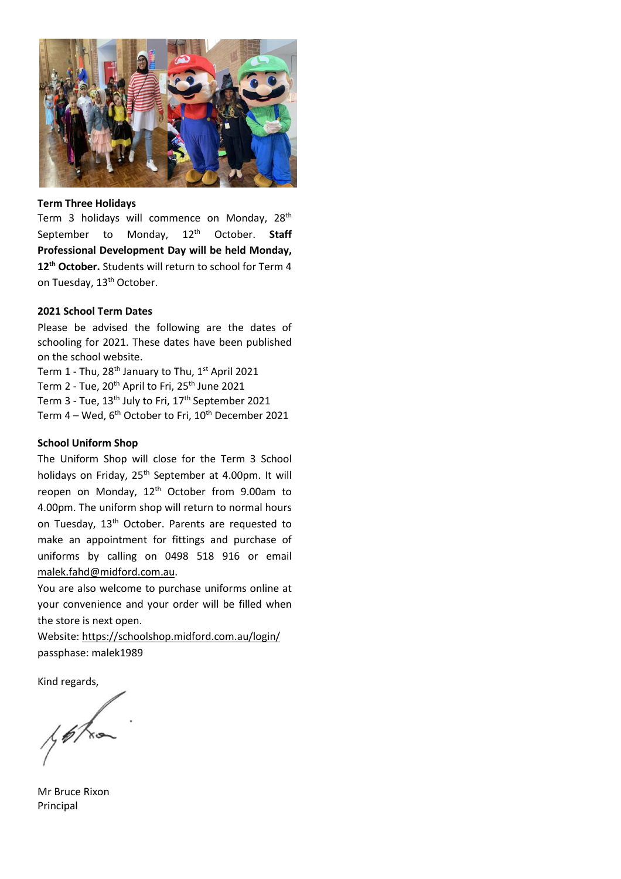**Term Three Holidays**

Term 3 holidays will commence on Monday, 28th September to Monday, 12th October. **Staff Professional Development Day will be held Monday, 12th October.** Students will return to school for Term 4 on Tuesday, 13th October.

**2021 School Term Dates**

Please be advised the following are the dates of schooling for 2021. These dates have been published on the school website.

Term 1 - Thu, 28th January to Thu, 1st April 2021
Term 2 - Tue, 20th April to Fri, 25th June 2021
Term 3 - Tue, 13th July to Fri, 17th September 2021
Term 4 – Wed, 6th October to Fri, 10th December 2021

**School Uniform Shop**

The Uniform Shop will close for the Term 3 School holidays on Friday, 25th September at 4.00pm. It will reopen on Monday, 12th October from 9.00am to 4.00pm. The uniform shop will return to normal hours on Tuesday, 13th October. Parents are requested to make an appointment for fittings and purchase of uniforms by calling on 0498 518 916 or email malek.fahd@midford.com.au.

You are also welcome to purchase uniforms online at your convenience and your order will be filled when the store is next open.

Website: https://schoolshop.midford.com.au/login/
passphase: malek1989

Kind regards,

Mr Bruce Rixon
Principal